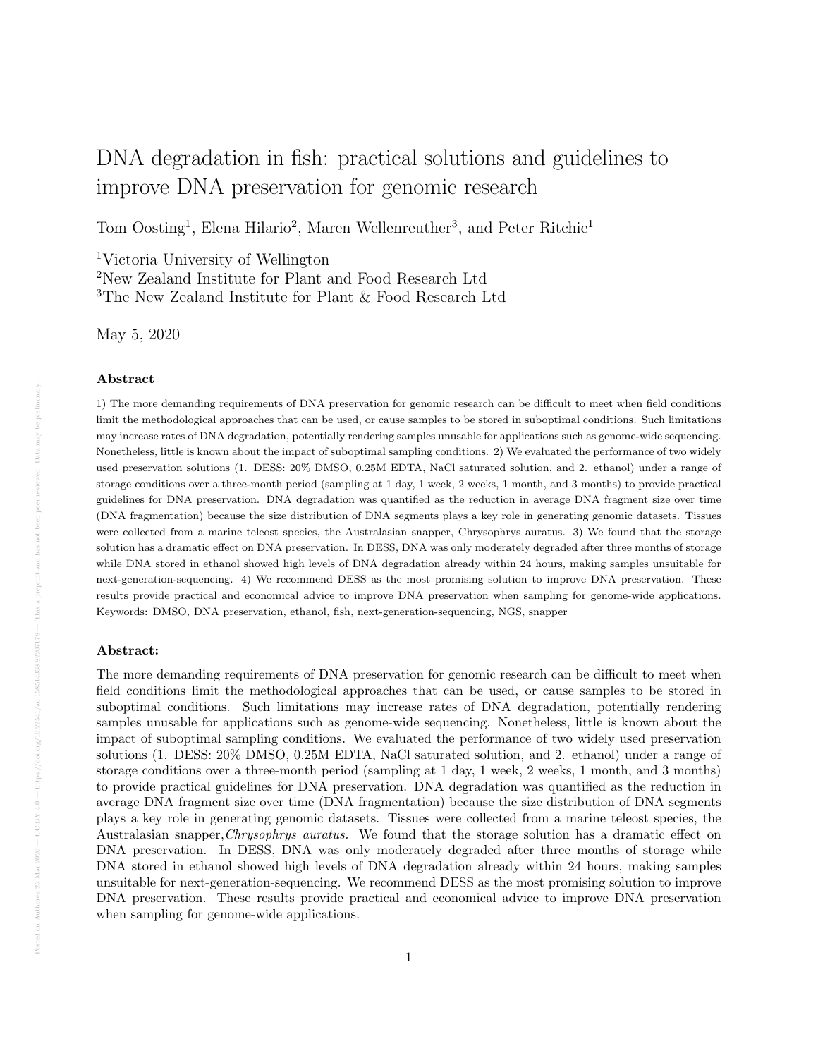// DNA degradation in fish: practical solutions and guidelines to improve DNA preservation for genomic research

Tom Oosting[1], Elena Hilario[2], Maren Wellenreuther[3], and Peter Ritchie[1]

[1]Victoria University of Wellington
[2]New Zealand Institute for Plant and Food Research Ltd
[3]The New Zealand Institute for Plant & Food Research Ltd

May 5, 2020

### Abstract

1) The more demanding requirements of DNA preservation for genomic research can be difficult to meet when field conditions limit the methodological approaches that can be used, or cause samples to be stored in suboptimal conditions. Such limitations may increase rates of DNA degradation, potentially rendering samples unusable for applications such as genome-wide sequencing. Nonetheless, little is known about the impact of suboptimal sampling conditions. 2) We evaluated the performance of two widely used preservation solutions (1. DESS: 20% DMSO, 0.25M EDTA, NaCl saturated solution, and 2. ethanol) under a range of storage conditions over a three-month period (sampling at 1 day, 1 week, 2 weeks, 1 month, and 3 months) to provide practical guidelines for DNA preservation. DNA degradation was quantified as the reduction in average DNA fragment size over time (DNA fragmentation) because the size distribution of DNA segments plays a key role in generating genomic datasets. Tissues were collected from a marine teleost species, the Australasian snapper, Chrysophrys auratus. 3) We found that the storage solution has a dramatic effect on DNA preservation. In DESS, DNA was only moderately degraded after three months of storage while DNA stored in ethanol showed high levels of DNA degradation already within 24 hours, making samples unsuitable for next-generation-sequencing. 4) We recommend DESS as the most promising solution to improve DNA preservation. These results provide practical and economical advice to improve DNA preservation when sampling for genome-wide applications.
Keywords: DMSO, DNA preservation, ethanol, fish, next-generation-sequencing, NGS, snapper

### Abstract:

The more demanding requirements of DNA preservation for genomic research can be difficult to meet when field conditions limit the methodological approaches that can be used, or cause samples to be stored in suboptimal conditions. Such limitations may increase rates of DNA degradation, potentially rendering samples unusable for applications such as genome-wide sequencing. Nonetheless, little is known about the impact of suboptimal sampling conditions. We evaluated the performance of two widely used preservation solutions (1. DESS: 20% DMSO, 0.25M EDTA, NaCl saturated solution, and 2. ethanol) under a range of storage conditions over a three-month period (sampling at 1 day, 1 week, 2 weeks, 1 month, and 3 months) to provide practical guidelines for DNA preservation. DNA degradation was quantified as the reduction in average DNA fragment size over time (DNA fragmentation) because the size distribution of DNA segments plays a key role in generating genomic datasets. Tissues were collected from a marine teleost species, the Australasian snapper, *Chrysophrys auratus.* We found that the storage solution has a dramatic effect on DNA preservation. In DESS, DNA was only moderately degraded after three months of storage while DNA stored in ethanol showed high levels of DNA degradation already within 24 hours, making samples unsuitable for next-generation-sequencing. We recommend DESS as the most promising solution to improve DNA preservation. These results provide practical and economical advice to improve DNA preservation when sampling for genome-wide applications.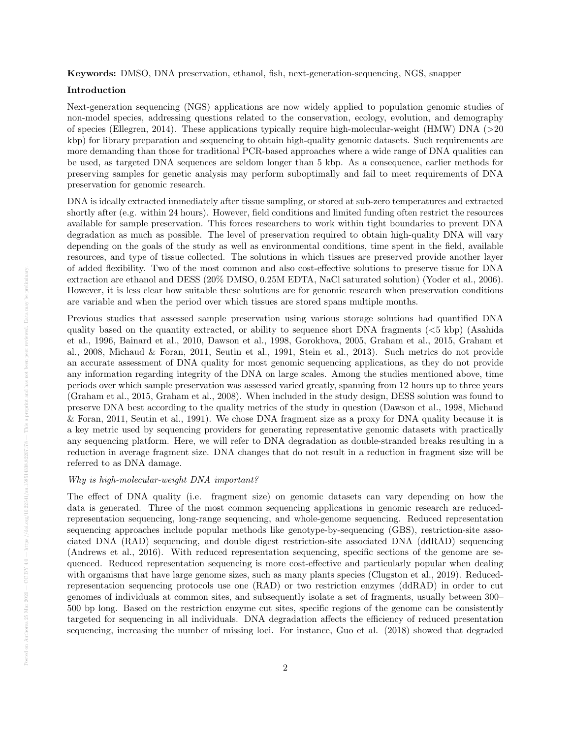**Keywords:** DMSO, DNA preservation, ethanol, fish, next-generation-sequencing, NGS, snapper

**Introduction**

Next-generation sequencing (NGS) applications are now widely applied to population genomic studies of non-model species, addressing questions related to the conservation, ecology, evolution, and demography of species (Ellegren, 2014). These applications typically require high-molecular-weight (HMW) DNA (>20 kbp) for library preparation and sequencing to obtain high-quality genomic datasets. Such requirements are more demanding than those for traditional PCR-based approaches where a wide range of DNA qualities can be used, as targeted DNA sequences are seldom longer than 5 kbp. As a consequence, earlier methods for preserving samples for genetic analysis may perform suboptimally and fail to meet requirements of DNA preservation for genomic research.

DNA is ideally extracted immediately after tissue sampling, or stored at sub-zero temperatures and extracted shortly after (e.g. within 24 hours). However, field conditions and limited funding often restrict the resources available for sample preservation. This forces researchers to work within tight boundaries to prevent DNA degradation as much as possible. The level of preservation required to obtain high-quality DNA will vary depending on the goals of the study as well as environmental conditions, time spent in the field, available resources, and type of tissue collected. The solutions in which tissues are preserved provide another layer of added flexibility. Two of the most common and also cost-effective solutions to preserve tissue for DNA extraction are ethanol and DESS (20% DMSO, 0.25M EDTA, NaCl saturated solution) (Yoder et al., 2006). However, it is less clear how suitable these solutions are for genomic research when preservation conditions are variable and when the period over which tissues are stored spans multiple months.

Previous studies that assessed sample preservation using various storage solutions had quantified DNA quality based on the quantity extracted, or ability to sequence short DNA fragments (<5 kbp) (Asahida et al., 1996, Bainard et al., 2010, Dawson et al., 1998, Gorokhova, 2005, Graham et al., 2015, Graham et al., 2008, Michaud & Foran, 2011, Seutin et al., 1991, Stein et al., 2013). Such metrics do not provide an accurate assessment of DNA quality for most genomic sequencing applications, as they do not provide any information regarding integrity of the DNA on large scales. Among the studies mentioned above, time periods over which sample preservation was assessed varied greatly, spanning from 12 hours up to three years (Graham et al., 2015, Graham et al., 2008). When included in the study design, DESS solution was found to preserve DNA best according to the quality metrics of the study in question (Dawson et al., 1998, Michaud & Foran, 2011, Seutin et al., 1991). We chose DNA fragment size as a proxy for DNA quality because it is a key metric used by sequencing providers for generating representative genomic datasets with practically any sequencing platform. Here, we will refer to DNA degradation as double-stranded breaks resulting in a reduction in average fragment size. DNA changes that do not result in a reduction in fragment size will be referred to as DNA damage.

*Why is high-molecular-weight DNA important?*

The effect of DNA quality (i.e. fragment size) on genomic datasets can vary depending on how the data is generated. Three of the most common sequencing applications in genomic research are reduced-representation sequencing, long-range sequencing, and whole-genome sequencing. Reduced representation sequencing approaches include popular methods like genotype-by-sequencing (GBS), restriction-site associated DNA (RAD) sequencing, and double digest restriction-site associated DNA (ddRAD) sequencing (Andrews et al., 2016). With reduced representation sequencing, specific sections of the genome are sequenced. Reduced representation sequencing is more cost-effective and particularly popular when dealing with organisms that have large genome sizes, such as many plants species (Clugston et al., 2019). Reduced-representation sequencing protocols use one (RAD) or two restriction enzymes (ddRAD) in order to cut genomes of individuals at common sites, and subsequently isolate a set of fragments, usually between 300–500 bp long. Based on the restriction enzyme cut sites, specific regions of the genome can be consistently targeted for sequencing in all individuals. DNA degradation affects the efficiency of reduced presentation sequencing, increasing the number of missing loci. For instance, Guo et al. (2018) showed that degraded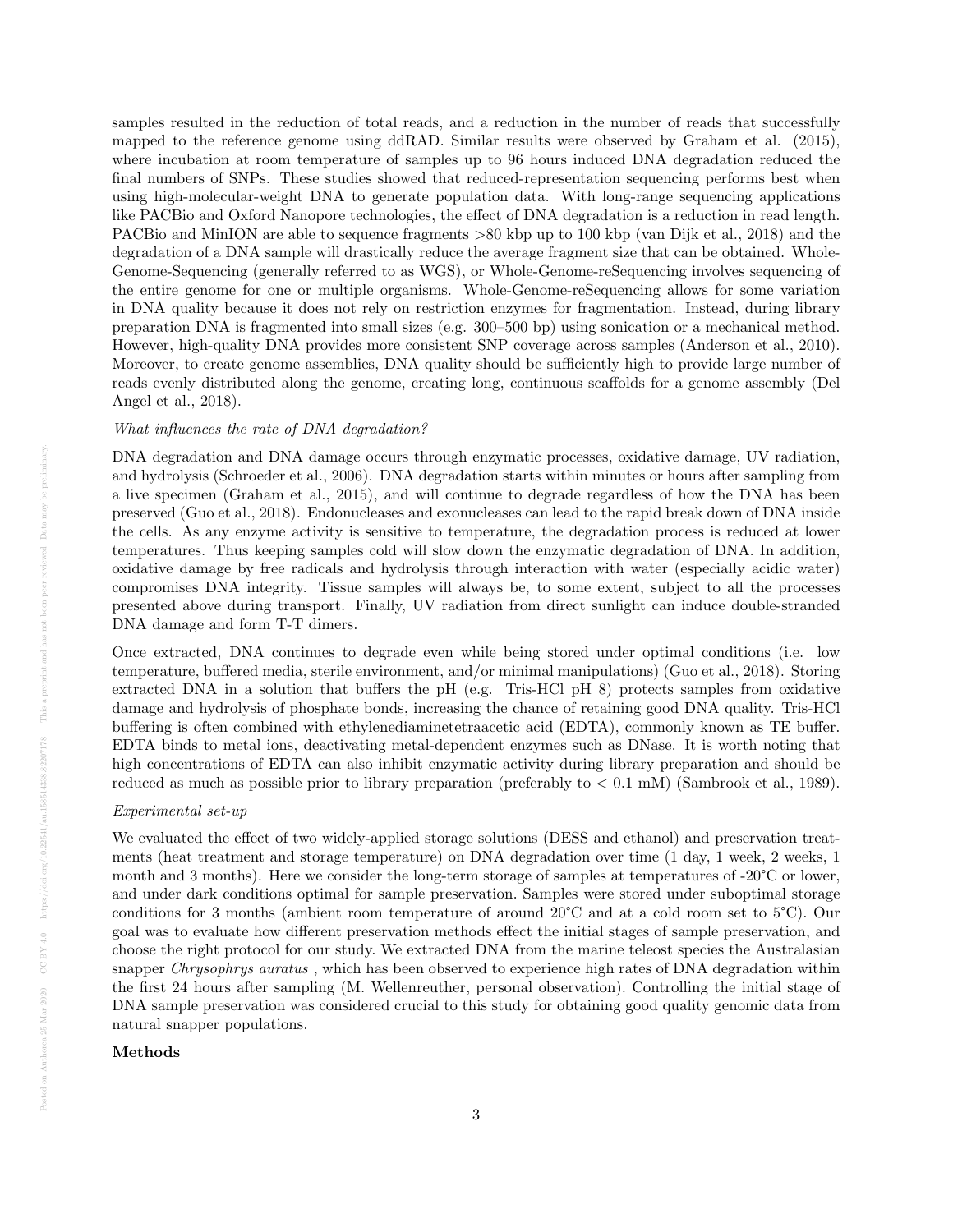samples resulted in the reduction of total reads, and a reduction in the number of reads that successfully mapped to the reference genome using ddRAD. Similar results were observed by Graham et al. (2015), where incubation at room temperature of samples up to 96 hours induced DNA degradation reduced the final numbers of SNPs. These studies showed that reduced-representation sequencing performs best when using high-molecular-weight DNA to generate population data. With long-range sequencing applications like PACBio and Oxford Nanopore technologies, the effect of DNA degradation is a reduction in read length. PACBio and MinION are able to sequence fragments >80 kbp up to 100 kbp (van Dijk et al., 2018) and the degradation of a DNA sample will drastically reduce the average fragment size that can be obtained. Whole-Genome-Sequencing (generally referred to as WGS), or Whole-Genome-reSequencing involves sequencing of the entire genome for one or multiple organisms. Whole-Genome-reSequencing allows for some variation in DNA quality because it does not rely on restriction enzymes for fragmentation. Instead, during library preparation DNA is fragmented into small sizes (e.g. 300–500 bp) using sonication or a mechanical method. However, high-quality DNA provides more consistent SNP coverage across samples (Anderson et al., 2010). Moreover, to create genome assemblies, DNA quality should be sufficiently high to provide large number of reads evenly distributed along the genome, creating long, continuous scaffolds for a genome assembly (Del Angel et al., 2018).

*What influences the rate of DNA degradation?*

DNA degradation and DNA damage occurs through enzymatic processes, oxidative damage, UV radiation, and hydrolysis (Schroeder et al., 2006). DNA degradation starts within minutes or hours after sampling from a live specimen (Graham et al., 2015), and will continue to degrade regardless of how the DNA has been preserved (Guo et al., 2018). Endonucleases and exonucleases can lead to the rapid break down of DNA inside the cells. As any enzyme activity is sensitive to temperature, the degradation process is reduced at lower temperatures. Thus keeping samples cold will slow down the enzymatic degradation of DNA. In addition, oxidative damage by free radicals and hydrolysis through interaction with water (especially acidic water) compromises DNA integrity. Tissue samples will always be, to some extent, subject to all the processes presented above during transport. Finally, UV radiation from direct sunlight can induce double-stranded DNA damage and form T-T dimers.

Once extracted, DNA continues to degrade even while being stored under optimal conditions (i.e. low temperature, buffered media, sterile environment, and/or minimal manipulations) (Guo et al., 2018). Storing extracted DNA in a solution that buffers the pH (e.g. Tris-HCl pH 8) protects samples from oxidative damage and hydrolysis of phosphate bonds, increasing the chance of retaining good DNA quality. Tris-HCl buffering is often combined with ethylenediaminetetraacetic acid (EDTA), commonly known as TE buffer. EDTA binds to metal ions, deactivating metal-dependent enzymes such as DNase. It is worth noting that high concentrations of EDTA can also inhibit enzymatic activity during library preparation and should be reduced as much as possible prior to library preparation (preferably to < 0.1 mM) (Sambrook et al., 1989).

*Experimental set-up*

We evaluated the effect of two widely-applied storage solutions (DESS and ethanol) and preservation treatments (heat treatment and storage temperature) on DNA degradation over time (1 day, 1 week, 2 weeks, 1 month and 3 months). Here we consider the long-term storage of samples at temperatures of -20°C or lower, and under dark conditions optimal for sample preservation. Samples were stored under suboptimal storage conditions for 3 months (ambient room temperature of around 20°C and at a cold room set to 5°C). Our goal was to evaluate how different preservation methods effect the initial stages of sample preservation, and choose the right protocol for our study. We extracted DNA from the marine teleost species the Australasian snapper *Chrysophrys auratus* , which has been observed to experience high rates of DNA degradation within the first 24 hours after sampling (M. Wellenreuther, personal observation). Controlling the initial stage of DNA sample preservation was considered crucial to this study for obtaining good quality genomic data from natural snapper populations.

**Methods**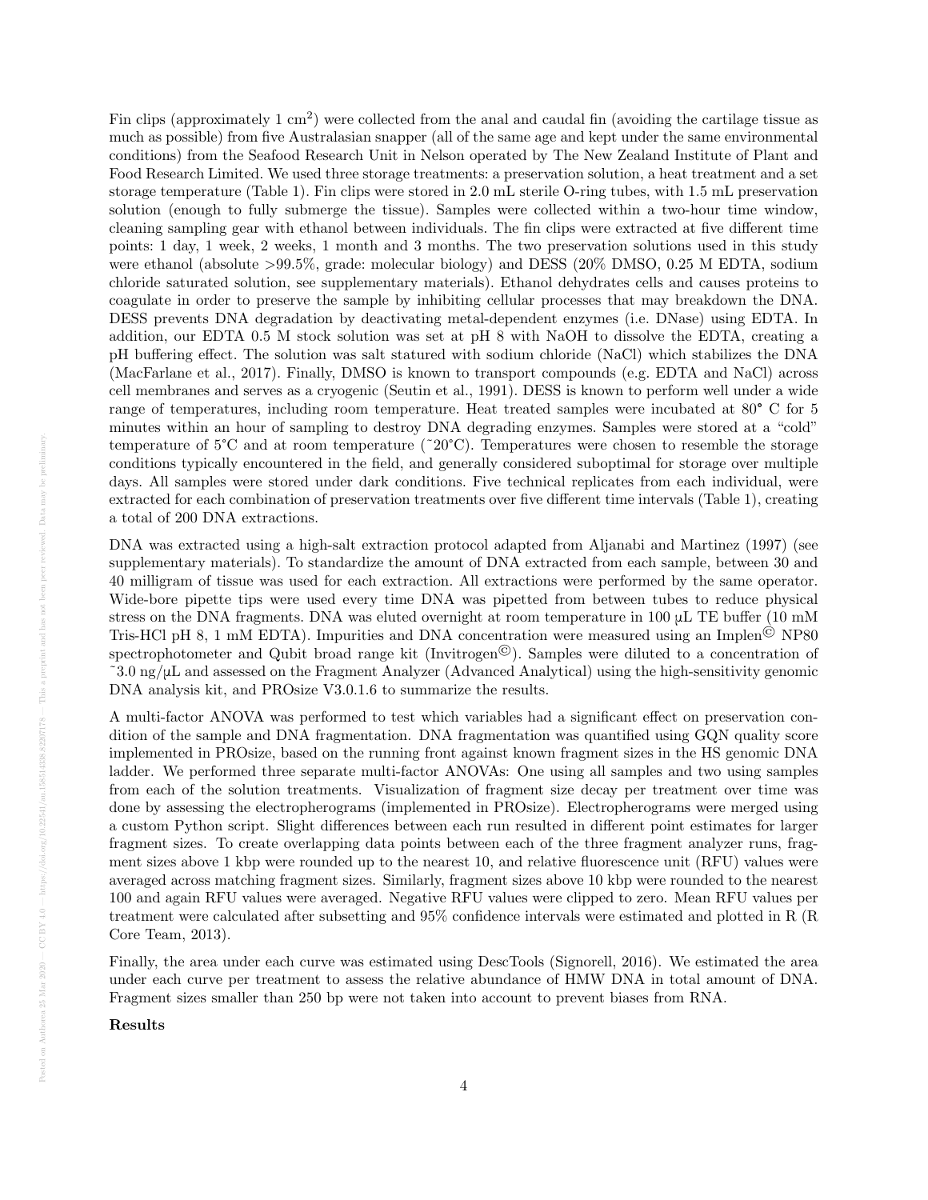Fin clips (approximately 1 $cm^2$) were collected from the anal and caudal fin (avoiding the cartilage tissue as much as possible) from five Australasian snapper (all of the same age and kept under the same environmental conditions) from the Seafood Research Unit in Nelson operated by The New Zealand Institute of Plant and Food Research Limited. We used three storage treatments: a preservation solution, a heat treatment and a set storage temperature (Table 1). Fin clips were stored in 2.0 mL sterile O-ring tubes, with 1.5 mL preservation solution (enough to fully submerge the tissue). Samples were collected within a two-hour time window, cleaning sampling gear with ethanol between individuals. The fin clips were extracted at five different time points: 1 day, 1 week, 2 weeks, 1 month and 3 months. The two preservation solutions used in this study were ethanol (absolute >99.5%, grade: molecular biology) and DESS (20% DMSO, 0.25 M EDTA, sodium chloride saturated solution, see supplementary materials). Ethanol dehydrates cells and causes proteins to coagulate in order to preserve the sample by inhibiting cellular processes that may breakdown the DNA. DESS prevents DNA degradation by deactivating metal-dependent enzymes (i.e. DNase) using EDTA. In addition, our EDTA 0.5 M stock solution was set at pH 8 with NaOH to dissolve the EDTA, creating a pH buffering effect. The solution was salt statured with sodium chloride (NaCl) which stabilizes the DNA (MacFarlane et al., 2017). Finally, DMSO is known to transport compounds (e.g. EDTA and NaCl) across cell membranes and serves as a cryogenic (Seutin et al., 1991). DESS is known to perform well under a wide range of temperatures, including room temperature. Heat treated samples were incubated at 80° C for 5 minutes within an hour of sampling to destroy DNA degrading enzymes. Samples were stored at a "cold" temperature of 5°C and at room temperature (~20°C). Temperatures were chosen to resemble the storage conditions typically encountered in the field, and generally considered suboptimal for storage over multiple days. All samples were stored under dark conditions. Five technical replicates from each individual, were extracted for each combination of preservation treatments over five different time intervals (Table 1), creating a total of 200 DNA extractions.

DNA was extracted using a high-salt extraction protocol adapted from Aljanabi and Martinez (1997) (see supplementary materials). To standardize the amount of DNA extracted from each sample, between 30 and 40 milligram of tissue was used for each extraction. All extractions were performed by the same operator. Wide-bore pipette tips were used every time DNA was pipetted from between tubes to reduce physical stress on the DNA fragments. DNA was eluted overnight at room temperature in 100 µL TE buffer (10 mM Tris-HCl pH 8, 1 mM EDTA). Impurities and DNA concentration were measured using an Implen© NP80 spectrophotometer and Qubit broad range kit (Invitrogen©). Samples were diluted to a concentration of ~3.0 ng/µL and assessed on the Fragment Analyzer (Advanced Analytical) using the high-sensitivity genomic DNA analysis kit, and PROsize V3.0.1.6 to summarize the results.

A multi-factor ANOVA was performed to test which variables had a significant effect on preservation condition of the sample and DNA fragmentation. DNA fragmentation was quantified using GQN quality score implemented in PROsize, based on the running front against known fragment sizes in the HS genomic DNA ladder. We performed three separate multi-factor ANOVAs: One using all samples and two using samples from each of the solution treatments. Visualization of fragment size decay per treatment over time was done by assessing the electropherograms (implemented in PROsize). Electropherograms were merged using a custom Python script. Slight differences between each run resulted in different point estimates for larger fragment sizes. To create overlapping data points between each of the three fragment analyzer runs, fragment sizes above 1 kbp were rounded up to the nearest 10, and relative fluorescence unit (RFU) values were averaged across matching fragment sizes. Similarly, fragment sizes above 10 kbp were rounded to the nearest 100 and again RFU values were averaged. Negative RFU values were clipped to zero. Mean RFU values per treatment were calculated after subsetting and 95% confidence intervals were estimated and plotted in R (R Core Team, 2013).

Finally, the area under each curve was estimated using DescTools (Signorell, 2016). We estimated the area under each curve per treatment to assess the relative abundance of HMW DNA in total amount of DNA. Fragment sizes smaller than 250 bp were not taken into account to prevent biases from RNA.

**Results**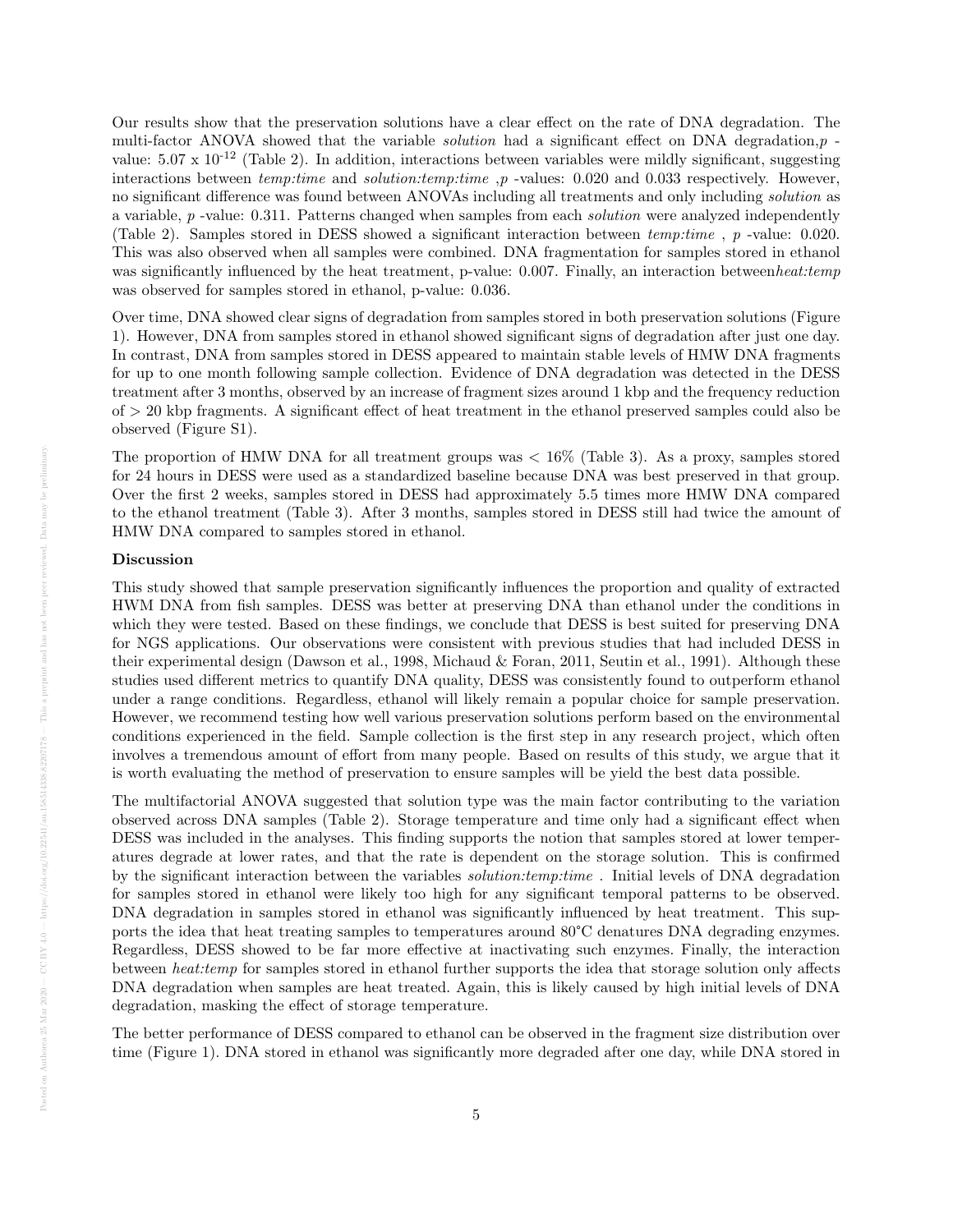Our results show that the preservation solutions have a clear effect on the rate of DNA degradation. The multi-factor ANOVA showed that the variable *solution* had a significant effect on DNA degradation,*p* -value: 5.07 x $10^{-12}$ (Table 2). In addition, interactions between variables were mildly significant, suggesting interactions between *temp:time* and *solution:temp:time* ,*p* -values: 0.020 and 0.033 respectively. However, no significant difference was found between ANOVAs including all treatments and only including *solution* as a variable, *p* -value: 0.311. Patterns changed when samples from each *solution* were analyzed independently (Table 2). Samples stored in DESS showed a significant interaction between *temp:time* , *p* -value: 0.020. This was also observed when all samples were combined. DNA fragmentation for samples stored in ethanol was significantly influenced by the heat treatment, p-value: 0.007. Finally, an interaction between*heat:temp* was observed for samples stored in ethanol, p-value: 0.036.

Over time, DNA showed clear signs of degradation from samples stored in both preservation solutions (Figure 1). However, DNA from samples stored in ethanol showed significant signs of degradation after just one day. In contrast, DNA from samples stored in DESS appeared to maintain stable levels of HMW DNA fragments for up to one month following sample collection. Evidence of DNA degradation was detected in the DESS treatment after 3 months, observed by an increase of fragment sizes around 1 kbp and the frequency reduction of > 20 kbp fragments. A significant effect of heat treatment in the ethanol preserved samples could also be observed (Figure S1).

The proportion of HMW DNA for all treatment groups was < 16% (Table 3). As a proxy, samples stored for 24 hours in DESS were used as a standardized baseline because DNA was best preserved in that group. Over the first 2 weeks, samples stored in DESS had approximately 5.5 times more HMW DNA compared to the ethanol treatment (Table 3). After 3 months, samples stored in DESS still had twice the amount of HMW DNA compared to samples stored in ethanol.

**Discussion**

This study showed that sample preservation significantly influences the proportion and quality of extracted HWM DNA from fish samples. DESS was better at preserving DNA than ethanol under the conditions in which they were tested. Based on these findings, we conclude that DESS is best suited for preserving DNA for NGS applications. Our observations were consistent with previous studies that had included DESS in their experimental design (Dawson et al., 1998, Michaud & Foran, 2011, Seutin et al., 1991). Although these studies used different metrics to quantify DNA quality, DESS was consistently found to outperform ethanol under a range conditions. Regardless, ethanol will likely remain a popular choice for sample preservation. However, we recommend testing how well various preservation solutions perform based on the environmental conditions experienced in the field. Sample collection is the first step in any research project, which often involves a tremendous amount of effort from many people. Based on results of this study, we argue that it is worth evaluating the method of preservation to ensure samples will be yield the best data possible.

The multifactorial ANOVA suggested that solution type was the main factor contributing to the variation observed across DNA samples (Table 2). Storage temperature and time only had a significant effect when DESS was included in the analyses. This finding supports the notion that samples stored at lower temperatures degrade at lower rates, and that the rate is dependent on the storage solution. This is confirmed by the significant interaction between the variables *solution:temp:time* . Initial levels of DNA degradation for samples stored in ethanol were likely too high for any significant temporal patterns to be observed. DNA degradation in samples stored in ethanol was significantly influenced by heat treatment. This supports the idea that heat treating samples to temperatures around 80°C denatures DNA degrading enzymes. Regardless, DESS showed to be far more effective at inactivating such enzymes. Finally, the interaction between *heat:temp* for samples stored in ethanol further supports the idea that storage solution only affects DNA degradation when samples are heat treated. Again, this is likely caused by high initial levels of DNA degradation, masking the effect of storage temperature.

The better performance of DESS compared to ethanol can be observed in the fragment size distribution over time (Figure 1). DNA stored in ethanol was significantly more degraded after one day, while DNA stored in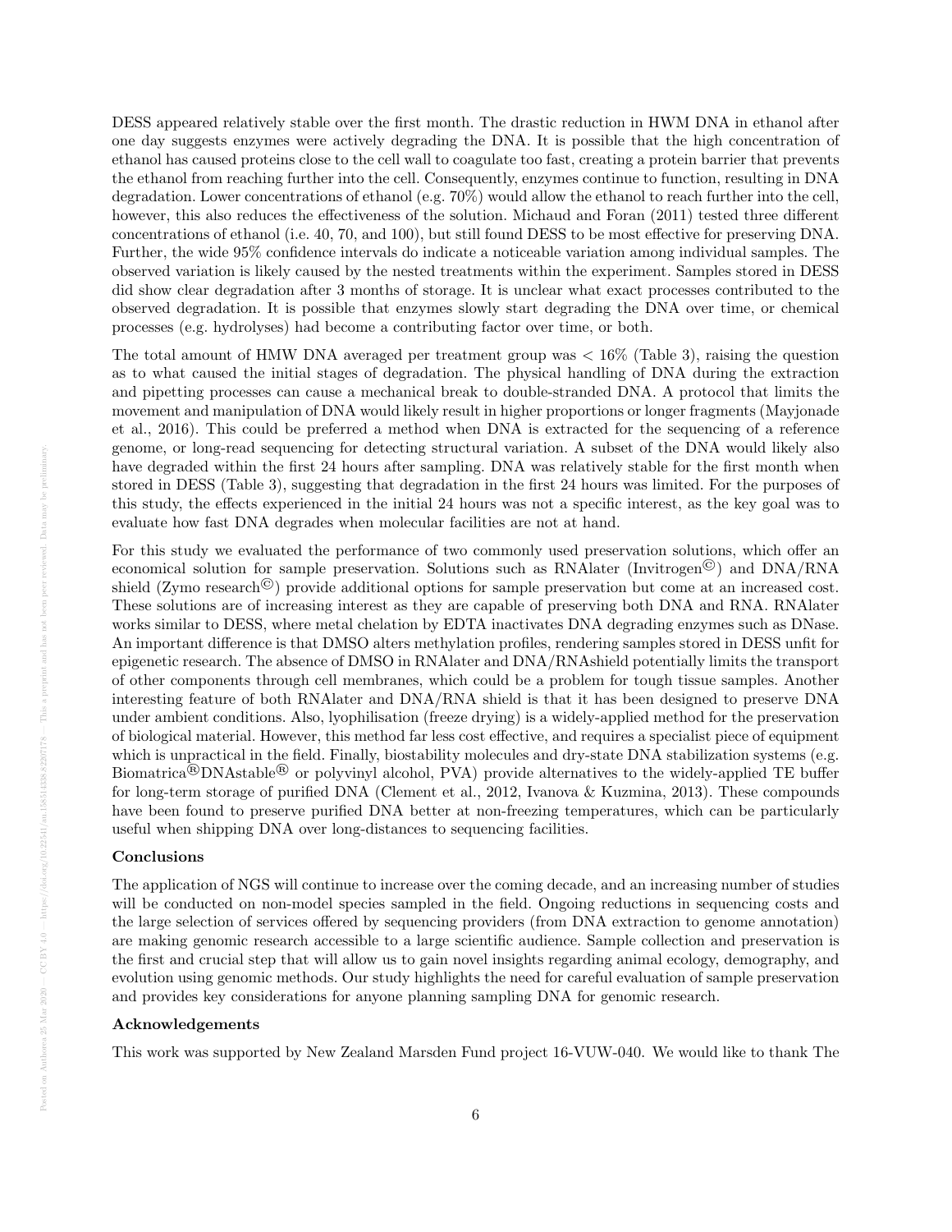DESS appeared relatively stable over the first month. The drastic reduction in HWM DNA in ethanol after one day suggests enzymes were actively degrading the DNA. It is possible that the high concentration of ethanol has caused proteins close to the cell wall to coagulate too fast, creating a protein barrier that prevents the ethanol from reaching further into the cell. Consequently, enzymes continue to function, resulting in DNA degradation. Lower concentrations of ethanol (e.g. 70%) would allow the ethanol to reach further into the cell, however, this also reduces the effectiveness of the solution. Michaud and Foran (2011) tested three different concentrations of ethanol (i.e. 40, 70, and 100), but still found DESS to be most effective for preserving DNA. Further, the wide 95% confidence intervals do indicate a noticeable variation among individual samples. The observed variation is likely caused by the nested treatments within the experiment. Samples stored in DESS did show clear degradation after 3 months of storage. It is unclear what exact processes contributed to the observed degradation. It is possible that enzymes slowly start degrading the DNA over time, or chemical processes (e.g. hydrolyses) had become a contributing factor over time, or both.

The total amount of HMW DNA averaged per treatment group was < 16% (Table 3), raising the question as to what caused the initial stages of degradation. The physical handling of DNA during the extraction and pipetting processes can cause a mechanical break to double-stranded DNA. A protocol that limits the movement and manipulation of DNA would likely result in higher proportions or longer fragments (Mayjonade et al., 2016). This could be preferred a method when DNA is extracted for the sequencing of a reference genome, or long-read sequencing for detecting structural variation. A subset of the DNA would likely also have degraded within the first 24 hours after sampling. DNA was relatively stable for the first month when stored in DESS (Table 3), suggesting that degradation in the first 24 hours was limited. For the purposes of this study, the effects experienced in the initial 24 hours was not a specific interest, as the key goal was to evaluate how fast DNA degrades when molecular facilities are not at hand.

For this study we evaluated the performance of two commonly used preservation solutions, which offer an economical solution for sample preservation. Solutions such as RNAlater (Invitrogen©) and DNA/RNA shield (Zymo research©) provide additional options for sample preservation but come at an increased cost. These solutions are of increasing interest as they are capable of preserving both DNA and RNA. RNAlater works similar to DESS, where metal chelation by EDTA inactivates DNA degrading enzymes such as DNase. An important difference is that DMSO alters methylation profiles, rendering samples stored in DESS unfit for epigenetic research. The absence of DMSO in RNAlater and DNA/RNAshield potentially limits the transport of other components through cell membranes, which could be a problem for tough tissue samples. Another interesting feature of both RNAlater and DNA/RNA shield is that it has been designed to preserve DNA under ambient conditions. Also, lyophilisation (freeze drying) is a widely-applied method for the preservation of biological material. However, this method far less cost effective, and requires a specialist piece of equipment which is unpractical in the field. Finally, biostability molecules and dry-state DNA stabilization systems (e.g. Biomatrica®DNAstable® or polyvinyl alcohol, PVA) provide alternatives to the widely-applied TE buffer for long-term storage of purified DNA (Clement et al., 2012, Ivanova & Kuzmina, 2013). These compounds have been found to preserve purified DNA better at non-freezing temperatures, which can be particularly useful when shipping DNA over long-distances to sequencing facilities.

### Conclusions

The application of NGS will continue to increase over the coming decade, and an increasing number of studies will be conducted on non-model species sampled in the field. Ongoing reductions in sequencing costs and the large selection of services offered by sequencing providers (from DNA extraction to genome annotation) are making genomic research accessible to a large scientific audience. Sample collection and preservation is the first and crucial step that will allow us to gain novel insights regarding animal ecology, demography, and evolution using genomic methods. Our study highlights the need for careful evaluation of sample preservation and provides key considerations for anyone planning sampling DNA for genomic research.

### Acknowledgements

This work was supported by New Zealand Marsden Fund project 16-VUW-040. We would like to thank The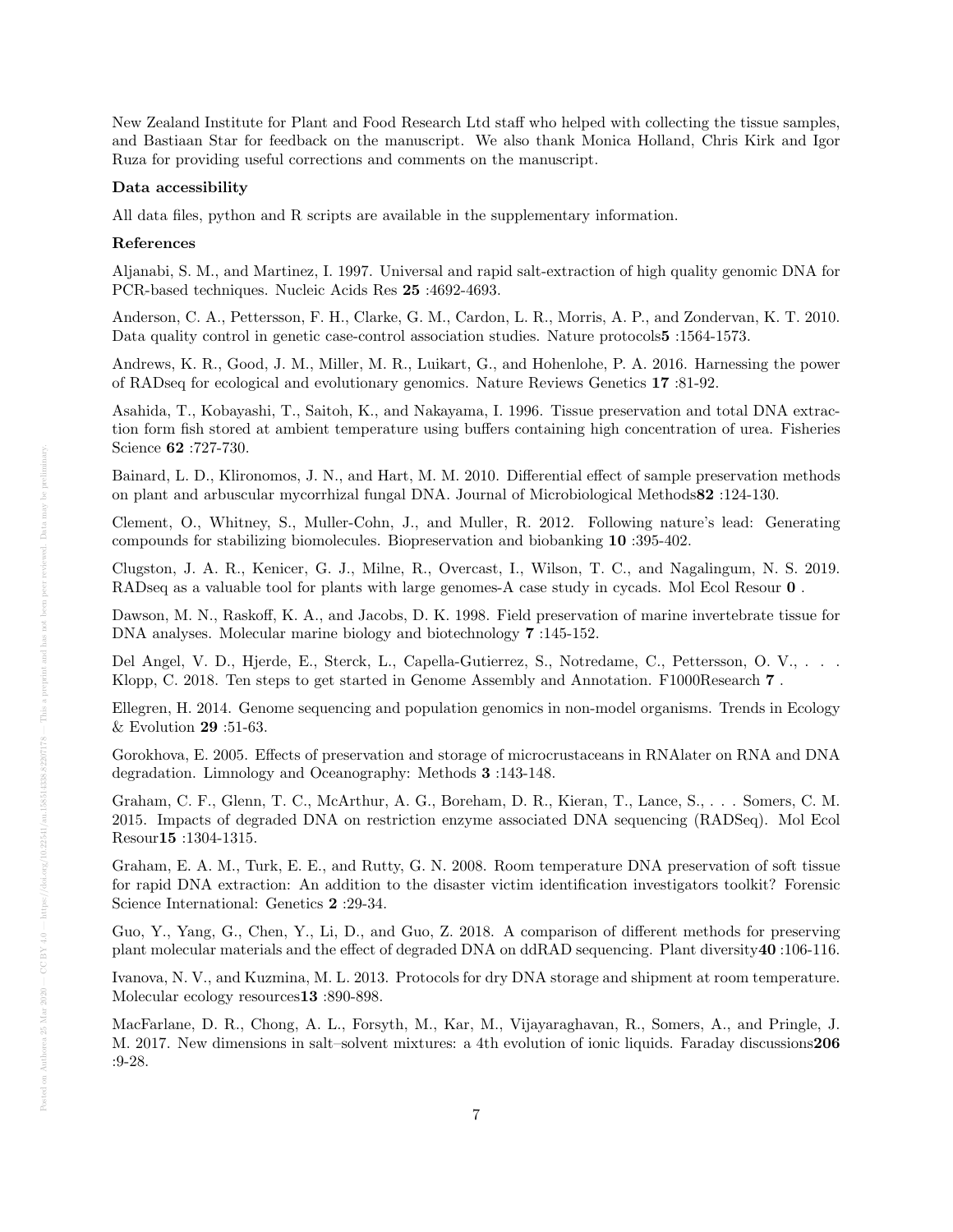New Zealand Institute for Plant and Food Research Ltd staff who helped with collecting the tissue samples, and Bastiaan Star for feedback on the manuscript. We also thank Monica Holland, Chris Kirk and Igor Ruza for providing useful corrections and comments on the manuscript.

**Data accessibility**

All data files, python and R scripts are available in the supplementary information.

**References**

Aljanabi, S. M., and Martinez, I. 1997. Universal and rapid salt-extraction of high quality genomic DNA for PCR-based techniques. Nucleic Acids Res **25** :4692-4693.

Anderson, C. A., Pettersson, F. H., Clarke, G. M., Cardon, L. R., Morris, A. P., and Zondervan, K. T. 2010. Data quality control in genetic case-control association studies. Nature protocols**5** :1564-1573.

Andrews, K. R., Good, J. M., Miller, M. R., Luikart, G., and Hohenlohe, P. A. 2016. Harnessing the power of RADseq for ecological and evolutionary genomics. Nature Reviews Genetics **17** :81-92.

Asahida, T., Kobayashi, T., Saitoh, K., and Nakayama, I. 1996. Tissue preservation and total DNA extraction form fish stored at ambient temperature using buffers containing high concentration of urea. Fisheries Science **62** :727-730.

Bainard, L. D., Klironomos, J. N., and Hart, M. M. 2010. Differential effect of sample preservation methods on plant and arbuscular mycorrhizal fungal DNA. Journal of Microbiological Methods**82** :124-130.

Clement, O., Whitney, S., Muller-Cohn, J., and Muller, R. 2012. Following nature's lead: Generating compounds for stabilizing biomolecules. Biopreservation and biobanking **10** :395-402.

Clugston, J. A. R., Kenicer, G. J., Milne, R., Overcast, I., Wilson, T. C., and Nagalingum, N. S. 2019. RADseq as a valuable tool for plants with large genomes-A case study in cycads. Mol Ecol Resour **0** .

Dawson, M. N., Raskoff, K. A., and Jacobs, D. K. 1998. Field preservation of marine invertebrate tissue for DNA analyses. Molecular marine biology and biotechnology **7** :145-152.

Del Angel, V. D., Hjerde, E., Sterck, L., Capella-Gutierrez, S., Notredame, C., Pettersson, O. V., . . . Klopp, C. 2018. Ten steps to get started in Genome Assembly and Annotation. F1000Research **7** .

Ellegren, H. 2014. Genome sequencing and population genomics in non-model organisms. Trends in Ecology & Evolution **29** :51-63.

Gorokhova, E. 2005. Effects of preservation and storage of microcrustaceans in RNAlater on RNA and DNA degradation. Limnology and Oceanography: Methods **3** :143-148.

Graham, C. F., Glenn, T. C., McArthur, A. G., Boreham, D. R., Kieran, T., Lance, S., . . . Somers, C. M. 2015. Impacts of degraded DNA on restriction enzyme associated DNA sequencing (RADSeq). Mol Ecol Resour**15** :1304-1315.

Graham, E. A. M., Turk, E. E., and Rutty, G. N. 2008. Room temperature DNA preservation of soft tissue for rapid DNA extraction: An addition to the disaster victim identification investigators toolkit? Forensic Science International: Genetics **2** :29-34.

Guo, Y., Yang, G., Chen, Y., Li, D., and Guo, Z. 2018. A comparison of different methods for preserving plant molecular materials and the effect of degraded DNA on ddRAD sequencing. Plant diversity**40** :106-116.

Ivanova, N. V., and Kuzmina, M. L. 2013. Protocols for dry DNA storage and shipment at room temperature. Molecular ecology resources**13** :890-898.

MacFarlane, D. R., Chong, A. L., Forsyth, M., Kar, M., Vijayaraghavan, R., Somers, A., and Pringle, J. M. 2017. New dimensions in salt–solvent mixtures: a 4th evolution of ionic liquids. Faraday discussions**206** :9-28.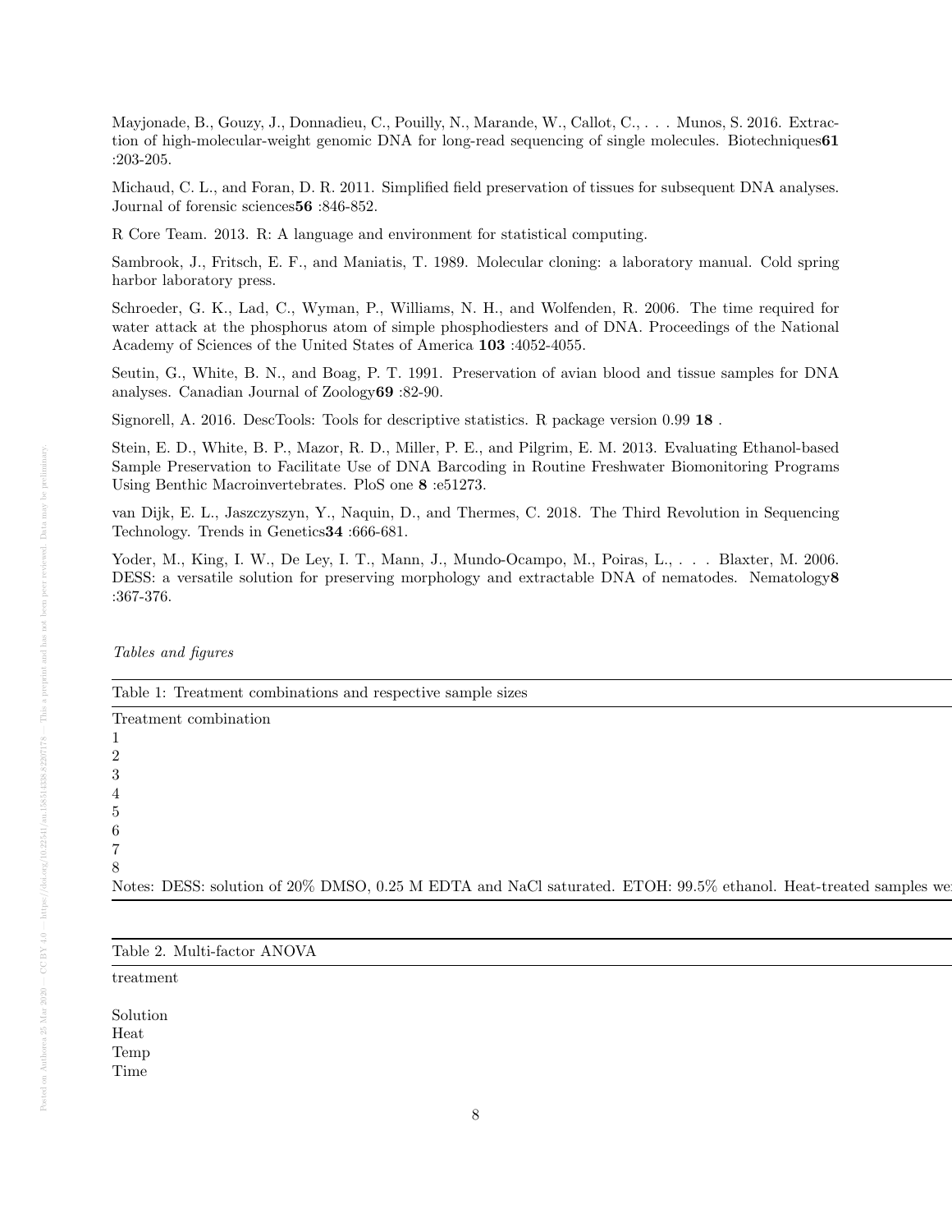Mayjonade, B., Gouzy, J., Donnadieu, C., Pouilly, N., Marande, W., Callot, C., . . . Munos, S. 2016. Extraction of high-molecular-weight genomic DNA for long-read sequencing of single molecules. Biotechniques**61** :203-205.

Michaud, C. L., and Foran, D. R. 2011. Simplified field preservation of tissues for subsequent DNA analyses. Journal of forensic sciences**56** :846-852.

R Core Team. 2013. R: A language and environment for statistical computing.

Sambrook, J., Fritsch, E. F., and Maniatis, T. 1989. Molecular cloning: a laboratory manual. Cold spring harbor laboratory press.

Schroeder, G. K., Lad, C., Wyman, P., Williams, N. H., and Wolfenden, R. 2006. The time required for water attack at the phosphorus atom of simple phosphodiesters and of DNA. Proceedings of the National Academy of Sciences of the United States of America **103** :4052-4055.

Seutin, G., White, B. N., and Boag, P. T. 1991. Preservation of avian blood and tissue samples for DNA analyses. Canadian Journal of Zoology**69** :82-90.

Signorell, A. 2016. DescTools: Tools for descriptive statistics. R package version 0.99 **18** .

Stein, E. D., White, B. P., Mazor, R. D., Miller, P. E., and Pilgrim, E. M. 2013. Evaluating Ethanol-based Sample Preservation to Facilitate Use of DNA Barcoding in Routine Freshwater Biomonitoring Programs Using Benthic Macroinvertebrates. PloS one **8** :e51273.

van Dijk, E. L., Jaszczyszyn, Y., Naquin, D., and Thermes, C. 2018. The Third Revolution in Sequencing Technology. Trends in Genetics**34** :666-681.

Yoder, M., King, I. W., De Ley, I. T., Mann, J., Mundo-Ocampo, M., Poiras, L., . . . Blaxter, M. 2006. DESS: a versatile solution for preserving morphology and extractable DNA of nematodes. Nematology**8** :367-376.

*Tables and figures*

Table 1: Treatment combinations and respective sample sizes

| Treatment combination |
|---|
| 1 |
| 2 |
| 3 |
| 4 |
| 5 |
| 6 |
| 7 |
| 8 |

Notes: DESS: solution of 20% DMSO, 0.25 M EDTA and NaCl saturated. ETOH: 99.5% ethanol. Heat-treated samples we

Table 2. Multi-factor ANOVA

| treatment |
|---|
| |
| Solution |
| Heat |
| Temp |
| Time |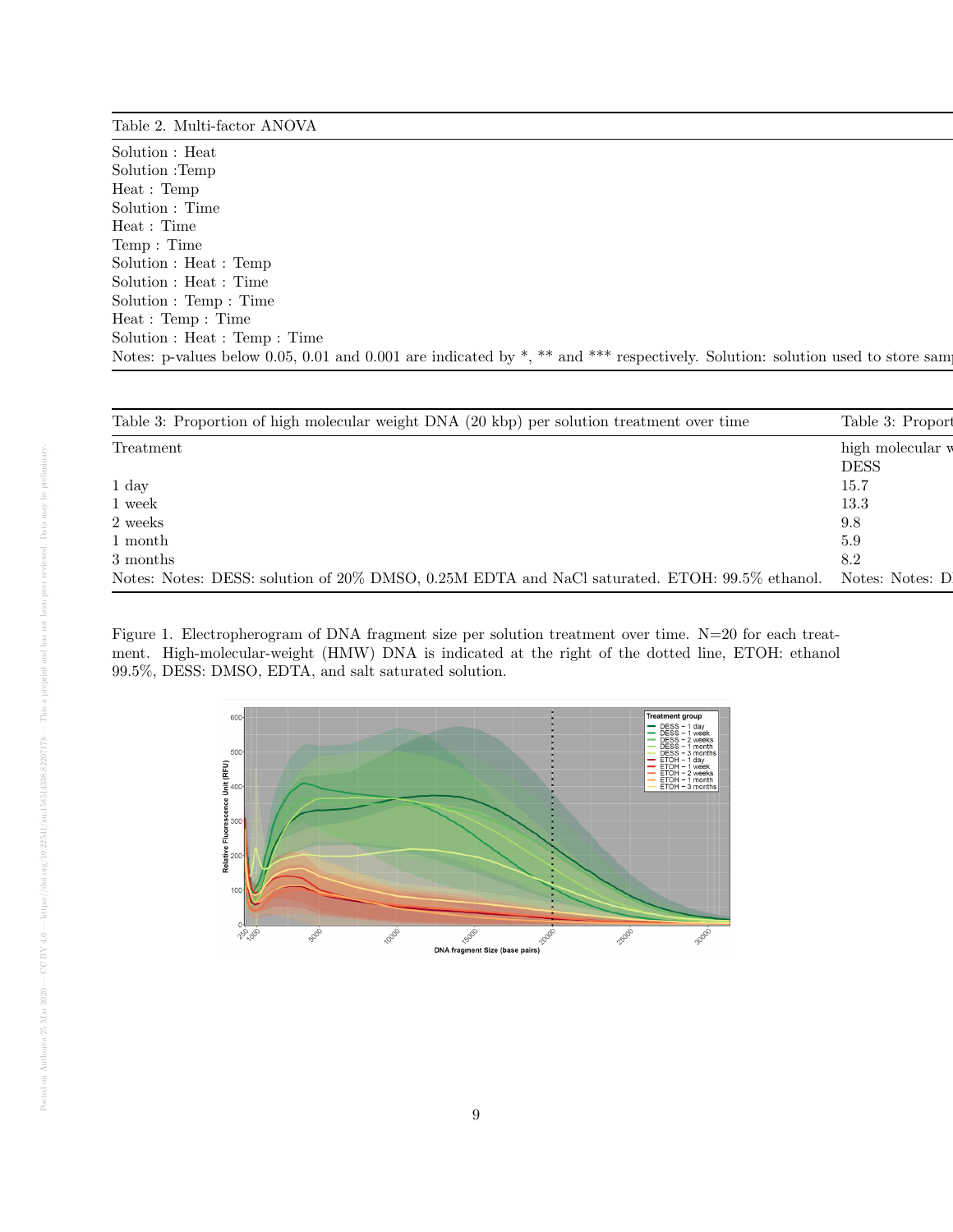| Table 2. Multi-factor ANOVA |
|---|
| Solution : Heat |
| Solution :Temp |
| Heat : Temp |
| Solution : Time |
| Heat : Time |
| Temp : Time |
| Solution : Heat : Temp |
| Solution : Heat : Time |
| Solution : Temp : Time |
| Heat : Temp : Time |
| Solution : Heat : Temp : Time |

Notes: p-values below 0.05, 0.01 and 0.001 are indicated by *, ** and *** respectively. Solution: solution used to store samp

Table 3: Proportion of high molecular weight DNA (20 kbp) per solution treatment over time

| Treatment | high molecular w DESS |
|---|---|
| 1 day | 15.7 |
| 1 week | 13.3 |
| 2 weeks | 9.8 |
| 1 month | 5.9 |
| 3 months | 8.2 |

Notes: Notes: DESS: solution of 20% DMSO, 0.25M EDTA and NaCl saturated. ETOH: 99.5% ethanol.

Figure 1. Electropherogram of DNA fragment size per solution treatment over time. N=20 for each treatment. High-molecular-weight (HMW) DNA is indicated at the right of the dotted line, ETOH: ethanol 99.5%, DESS: DMSO, EDTA, and salt saturated solution.

Treatment group
DESS – 1 day
DESS – 1 week
DESS – 2 weeks
DESS – 1 month
DESS – 3 months
ETOH – 1 day
ETOH – 1 week
ETOH – 2 weeks
ETOH – 1 month
ETOH – 3 months

Relative Fluorescence Unit (RFU)
0
100
200
300
400
500
600

DNA fragment Size (base pairs)
250
1000
5000
10000
15000
20000
25000
30000